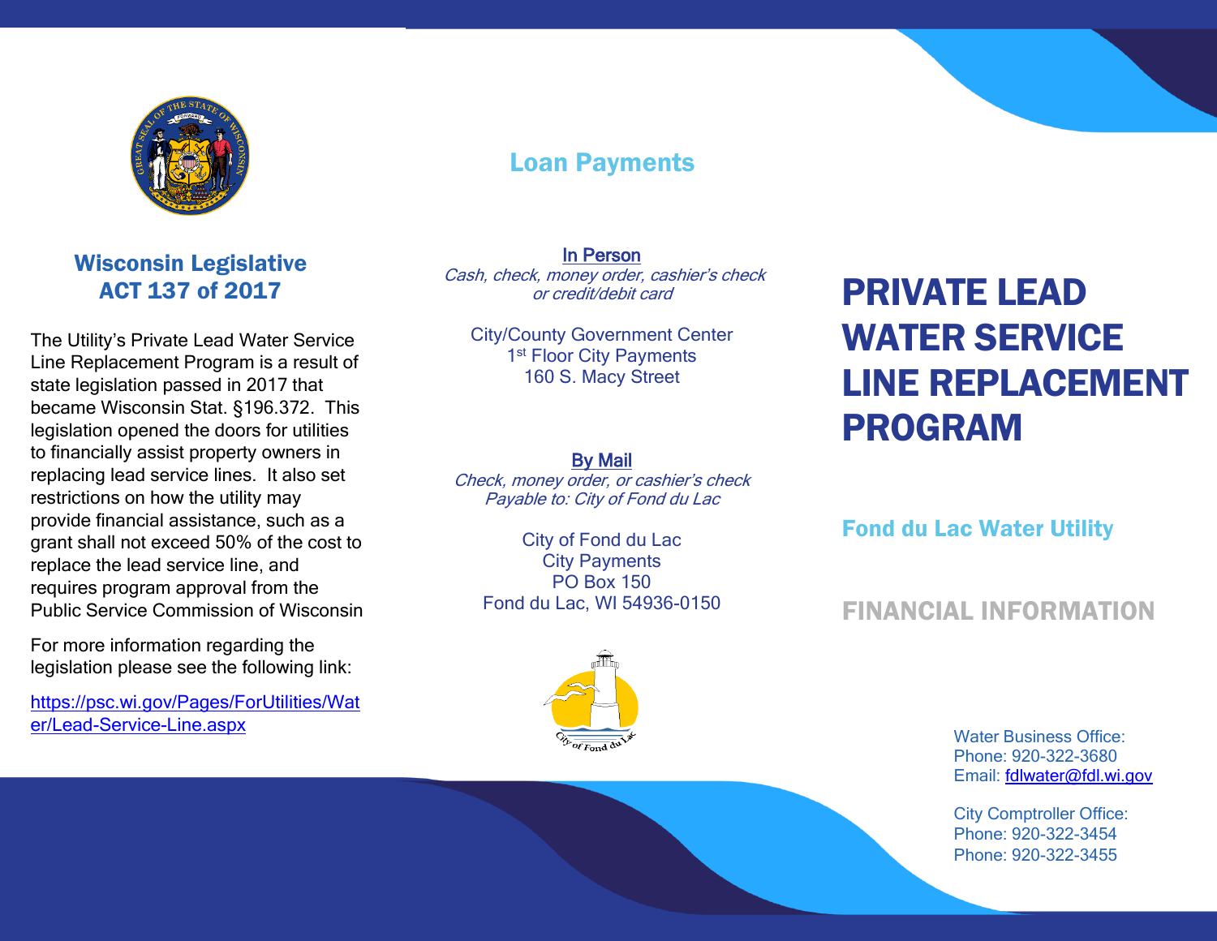## Wisconsin Legislative ACT 137 of 2017

The Utility's Private Lead Water Service Line Replacement Program is a result of state legislation passed in 2017 that became Wisconsin Stat. §196.372. This legislation opened the doors for utilities to financially assist property owners in replacing lead service lines. It also set restrictions on how the utility may provide financial assistance, such as a grant shall not exceed 50% of the cost to replace the lead service line, and requires program approval from the Public Service Commission of Wisconsin

For more information regarding the legislation please see the following link:

https://psc.wi.gov/Pages/ForUtilities/Water/Lead-Service-Line.aspx

## Loan Payments

**In Person**

*Cash, check, money order, cashier's check or credit/debit card*

City/County Government Center
1st Floor City Payments
160 S. Macy Street

**By Mail**

*Check, money order, or cashier's check Payable to: City of Fond du Lac*

City of Fond du Lac
City Payments
PO Box 150
Fond du Lac, WI 54936-0150

# PRIVATE LEAD WATER SERVICE LINE REPLACEMENT PROGRAM

## Fond du Lac Water Utility

## FINANCIAL INFORMATION

Water Business Office:
Phone: 920-322-3680
Email: fdlwater@fdl.wi.gov

City Comptroller Office:
Phone: 920-322-3454
Phone: 920-322-3455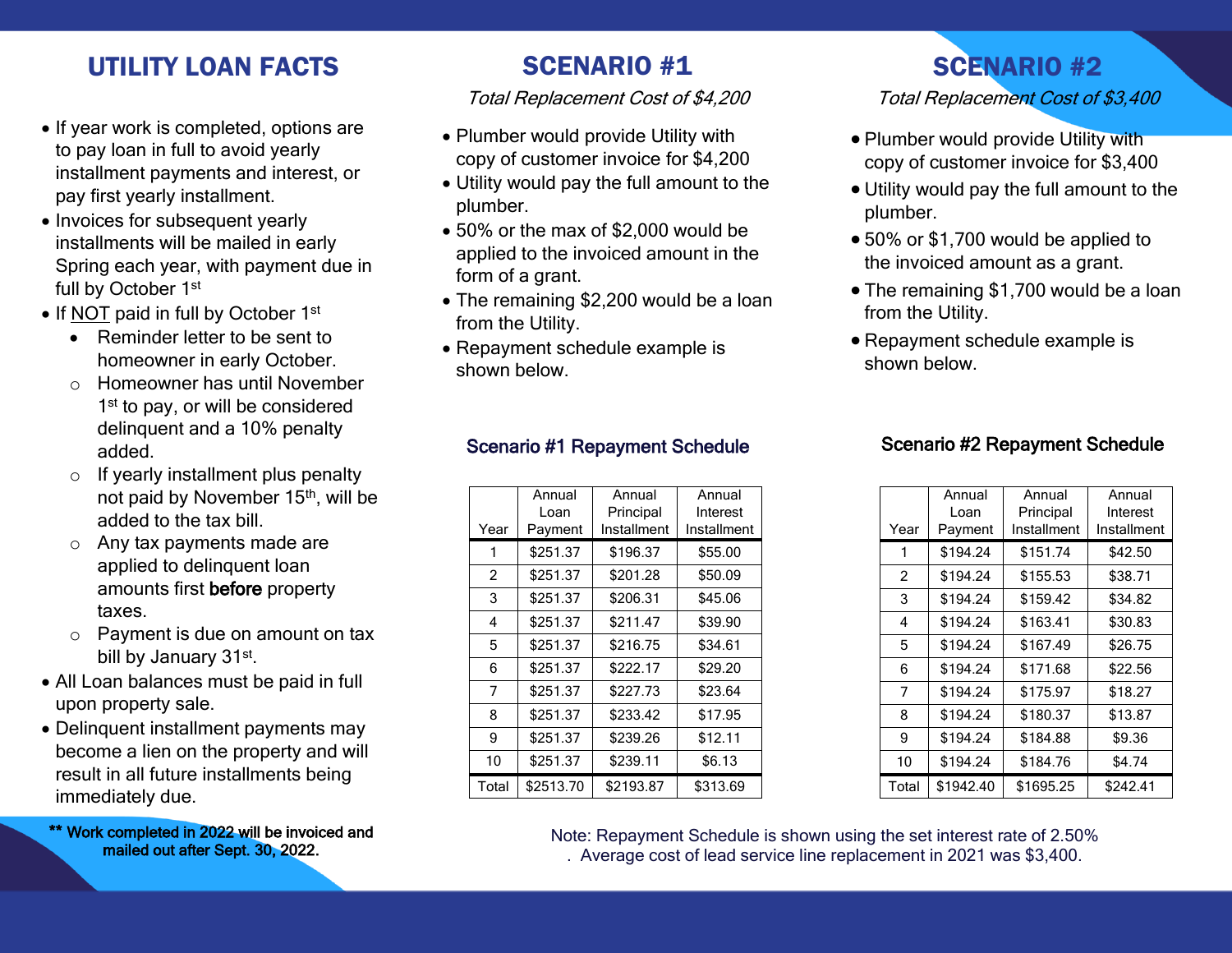## UTILITY LOAN FACTS

- If year work is completed, options are to pay loan in full to avoid yearly installment payments and interest, or pay first yearly installment.
- Invoices for subsequent yearly installments will be mailed in early Spring each year, with payment due in full by October 1st
- If NOT paid in full by October 1st
  - Reminder letter to be sent to homeowner in early October.
  - Homeowner has until November 1st to pay, or will be considered delinquent and a 10% penalty added.
  - If yearly installment plus penalty not paid by November 15th, will be added to the tax bill.
  - Any tax payments made are applied to delinquent loan amounts first **before** property taxes.
  - Payment is due on amount on tax bill by January 31st.
- All Loan balances must be paid in full upon property sale.
- Delinquent installment payments may become a lien on the property and will result in all future installments being immediately due.

**** Work completed in 2022 will be invoiced and mailed out after Sept. 30, 2022.**

## SCENARIO #1

*Total Replacement Cost of $4,200*

- Plumber would provide Utility with copy of customer invoice for $4,200
- Utility would pay the full amount to the plumber.
- 50% or the max of $2,000 would be applied to the invoiced amount in the form of a grant.
- The remaining $2,200 would be a loan from the Utility.
- Repayment schedule example is shown below.

### Scenario #1 Repayment Schedule

| Year | Annual Loan Payment | Annual Principal Installment | Annual Interest Installment |
|---|---|---|---|
| 1 | $251.37 | $196.37 | $55.00 |
| 2 | $251.37 | $201.28 | $50.09 |
| 3 | $251.37 | $206.31 | $45.06 |
| 4 | $251.37 | $211.47 | $39.90 |
| 5 | $251.37 | $216.75 | $34.61 |
| 6 | $251.37 | $222.17 | $29.20 |
| 7 | $251.37 | $227.73 | $23.64 |
| 8 | $251.37 | $233.42 | $17.95 |
| 9 | $251.37 | $239.26 | $12.11 |
| 10 | $251.37 | $239.11 | $6.13 |
| Total | $2513.70 | $2193.87 | $313.69 |

## SCENARIO #2

*Total Replacement Cost of $3,400*

- Plumber would provide Utility with copy of customer invoice for $3,400
- Utility would pay the full amount to the plumber.
- 50% or $1,700 would be applied to the invoiced amount as a grant.
- The remaining $1,700 would be a loan from the Utility.
- Repayment schedule example is shown below.

### Scenario #2 Repayment Schedule

| Year | Annual Loan Payment | Annual Principal Installment | Annual Interest Installment |
|---|---|---|---|
| 1 | $194.24 | $151.74 | $42.50 |
| 2 | $194.24 | $155.53 | $38.71 |
| 3 | $194.24 | $159.42 | $34.82 |
| 4 | $194.24 | $163.41 | $30.83 |
| 5 | $194.24 | $167.49 | $26.75 |
| 6 | $194.24 | $171.68 | $22.56 |
| 7 | $194.24 | $175.97 | $18.27 |
| 8 | $194.24 | $180.37 | $13.87 |
| 9 | $194.24 | $184.88 | $9.36 |
| 10 | $194.24 | $184.76 | $4.74 |
| Total | $1942.40 | $1695.25 | $242.41 |

Note: Repayment Schedule is shown using the set interest rate of 2.50% . Average cost of lead service line replacement in 2021 was $3,400.